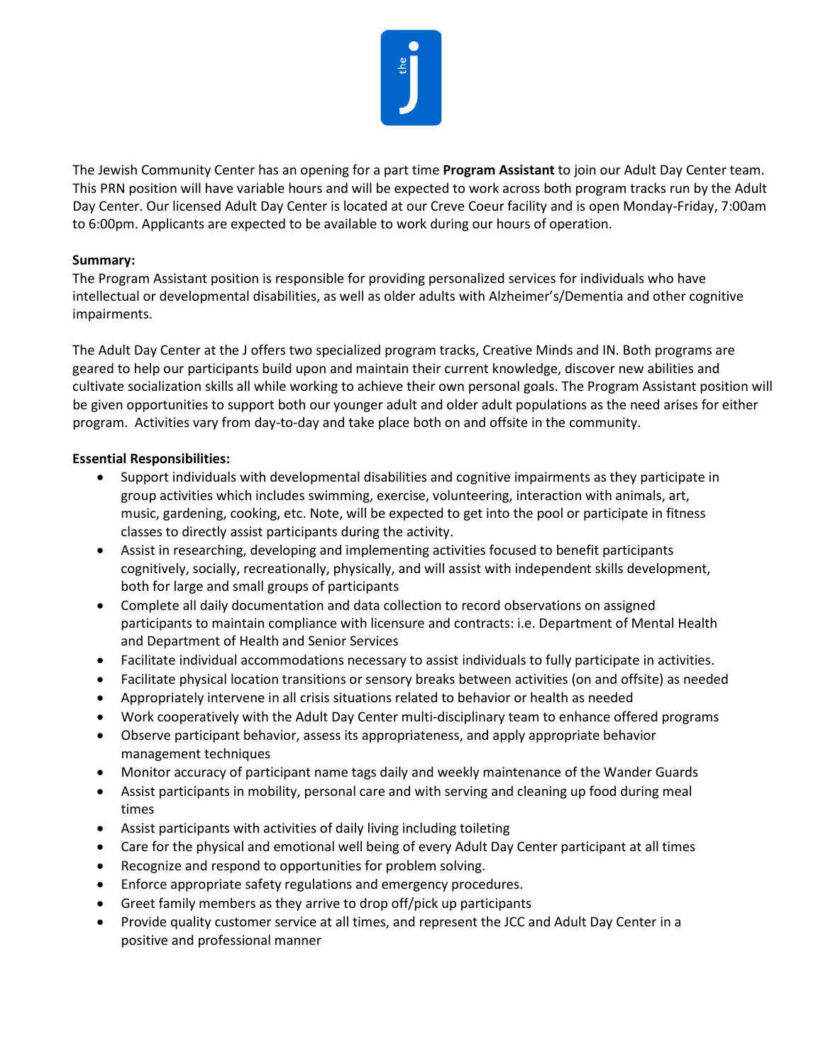The Jewish Community Center has an opening for a part time **Program Assistant** to join our Adult Day Center team. This PRN position will have variable hours and will be expected to work across both program tracks run by the Adult Day Center. Our licensed Adult Day Center is located at our Creve Coeur facility and is open Monday-Friday, 7:00am to 6:00pm. Applicants are expected to be available to work during our hours of operation.

**Summary:**
The Program Assistant position is responsible for providing personalized services for individuals who have intellectual or developmental disabilities, as well as older adults with Alzheimer's/Dementia and other cognitive impairments.

The Adult Day Center at the J offers two specialized program tracks, Creative Minds and IN. Both programs are geared to help our participants build upon and maintain their current knowledge, discover new abilities and cultivate socialization skills all while working to achieve their own personal goals. The Program Assistant position will be given opportunities to support both our younger adult and older adult populations as the need arises for either program. Activities vary from day-to-day and take place both on and offsite in the community.

**Essential Responsibilities:**

- Support individuals with developmental disabilities and cognitive impairments as they participate in group activities which includes swimming, exercise, volunteering, interaction with animals, art, music, gardening, cooking, etc. Note, will be expected to get into the pool or participate in fitness classes to directly assist participants during the activity.
- Assist in researching, developing and implementing activities focused to benefit participants cognitively, socially, recreationally, physically, and will assist with independent skills development, both for large and small groups of participants
- Complete all daily documentation and data collection to record observations on assigned participants to maintain compliance with licensure and contracts: i.e. Department of Mental Health and Department of Health and Senior Services
- Facilitate individual accommodations necessary to assist individuals to fully participate in activities.
- Facilitate physical location transitions or sensory breaks between activities (on and offsite) as needed
- Appropriately intervene in all crisis situations related to behavior or health as needed
- Work cooperatively with the Adult Day Center multi-disciplinary team to enhance offered programs
- Observe participant behavior, assess its appropriateness, and apply appropriate behavior management techniques
- Monitor accuracy of participant name tags daily and weekly maintenance of the Wander Guards
- Assist participants in mobility, personal care and with serving and cleaning up food during meal times
- Assist participants with activities of daily living including toileting
- Care for the physical and emotional well being of every Adult Day Center participant at all times
- Recognize and respond to opportunities for problem solving.
- Enforce appropriate safety regulations and emergency procedures.
- Greet family members as they arrive to drop off/pick up participants
- Provide quality customer service at all times, and represent the JCC and Adult Day Center in a positive and professional manner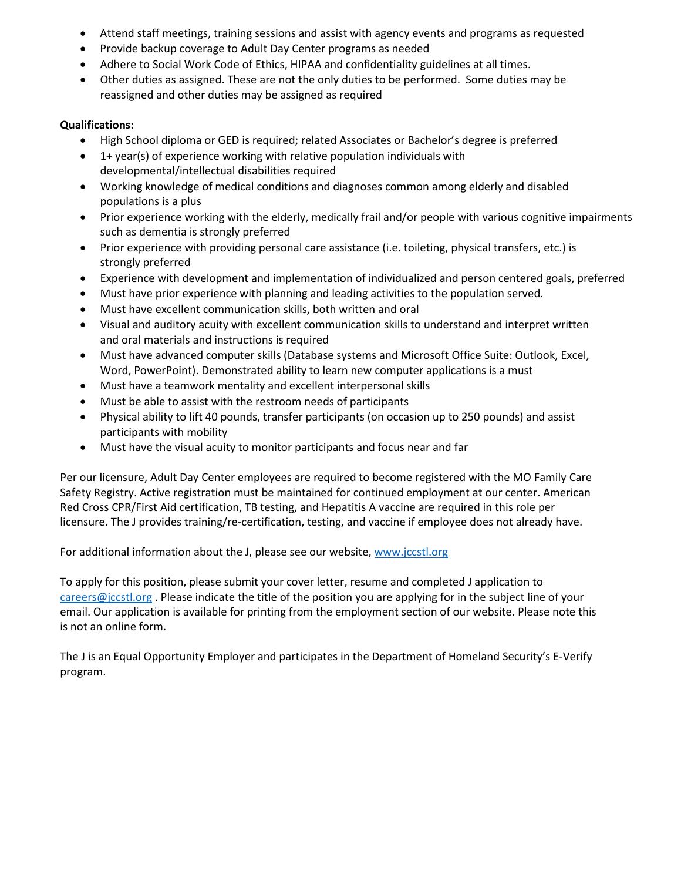- Attend staff meetings, training sessions and assist with agency events and programs as requested
- Provide backup coverage to Adult Day Center programs as needed
- Adhere to Social Work Code of Ethics, HIPAA and confidentiality guidelines at all times.
- Other duties as assigned. These are not the only duties to be performed. Some duties may be reassigned and other duties may be assigned as required

**Qualifications:**

- High School diploma or GED is required; related Associates or Bachelor's degree is preferred
- 1+ year(s) of experience working with relative population individuals with developmental/intellectual disabilities required
- Working knowledge of medical conditions and diagnoses common among elderly and disabled populations is a plus
- Prior experience working with the elderly, medically frail and/or people with various cognitive impairments such as dementia is strongly preferred
- Prior experience with providing personal care assistance (i.e. toileting, physical transfers, etc.) is strongly preferred
- Experience with development and implementation of individualized and person centered goals, preferred
- Must have prior experience with planning and leading activities to the population served.
- Must have excellent communication skills, both written and oral
- Visual and auditory acuity with excellent communication skills to understand and interpret written and oral materials and instructions is required
- Must have advanced computer skills (Database systems and Microsoft Office Suite: Outlook, Excel, Word, PowerPoint). Demonstrated ability to learn new computer applications is a must
- Must have a teamwork mentality and excellent interpersonal skills
- Must be able to assist with the restroom needs of participants
- Physical ability to lift 40 pounds, transfer participants (on occasion up to 250 pounds) and assist participants with mobility
- Must have the visual acuity to monitor participants and focus near and far

Per our licensure, Adult Day Center employees are required to become registered with the MO Family Care Safety Registry. Active registration must be maintained for continued employment at our center. American Red Cross CPR/First Aid certification, TB testing, and Hepatitis A vaccine are required in this role per licensure. The J provides training/re-certification, testing, and vaccine if employee does not already have.

For additional information about the J, please see our website, [www.jccstl.org](http://www.jccstl.org)

To apply for this position, please submit your cover letter, resume and completed J application to [careers@jccstl.org](mailto:careers@jccstl.org) . Please indicate the title of the position you are applying for in the subject line of your email. Our application is available for printing from the employment section of our website. Please note this is not an online form.

The J is an Equal Opportunity Employer and participates in the Department of Homeland Security's E-Verify program.